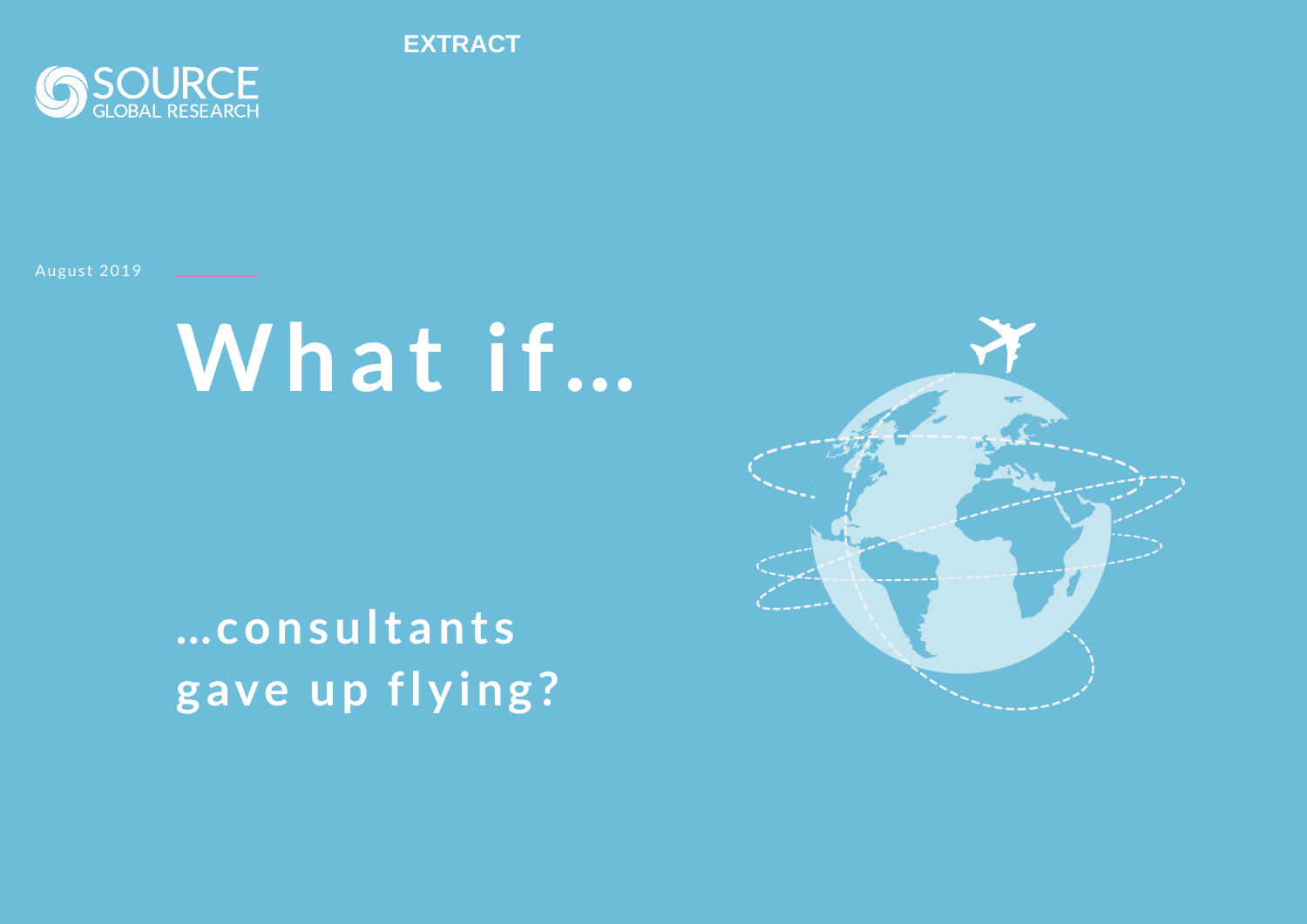EXTRACT

SOURCE GLOBAL RESEARCH

August 2019

# What if…

## …consultants gave up flying?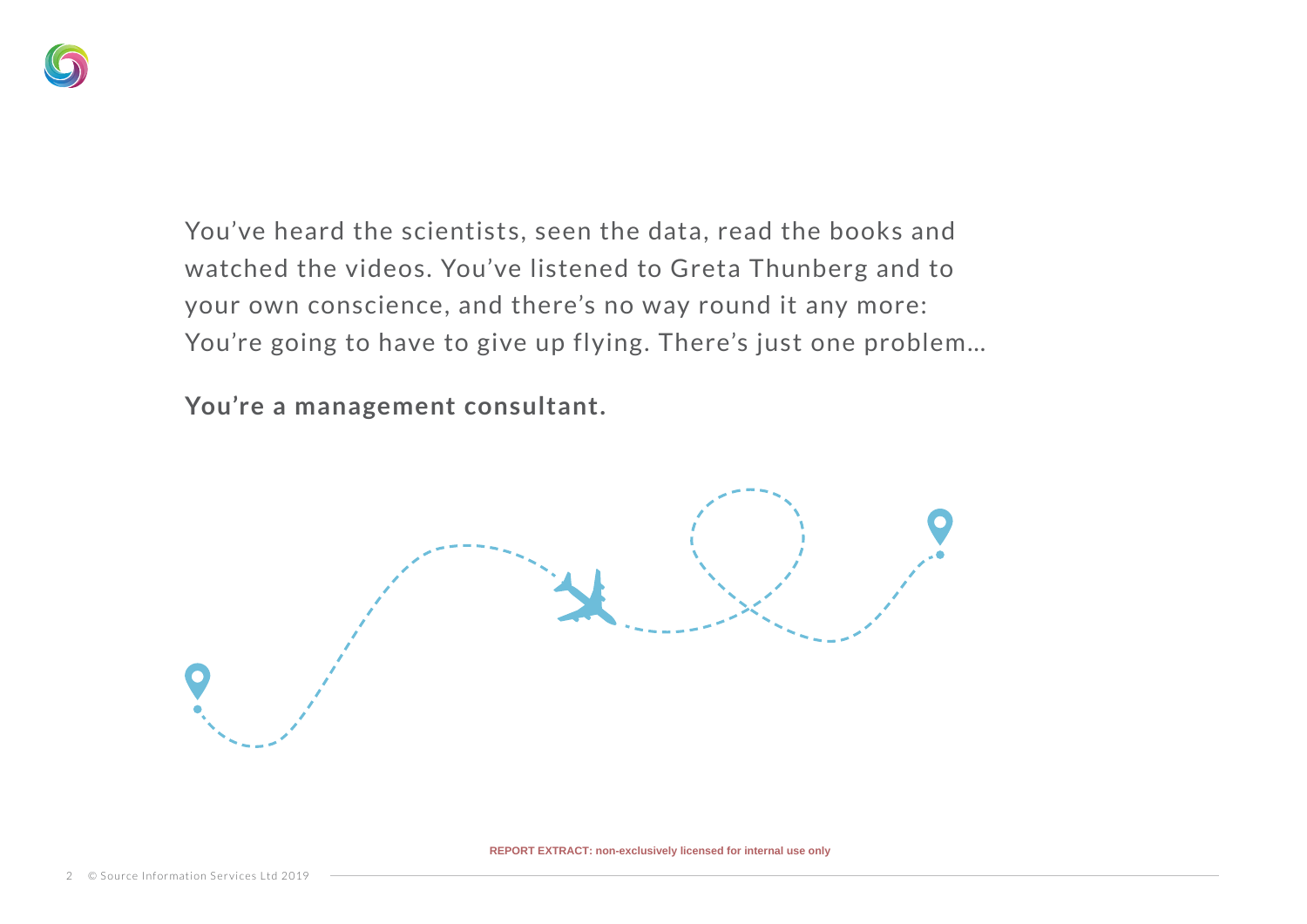You've heard the scientists, seen the data, read the books and watched the videos. You've listened to Greta Thunberg and to your own conscience, and there's no way round it any more: You're going to have to give up flying. There's just one problem...

**You're a management consultant.**

REPORT EXTRACT: non-exclusively licensed for internal use only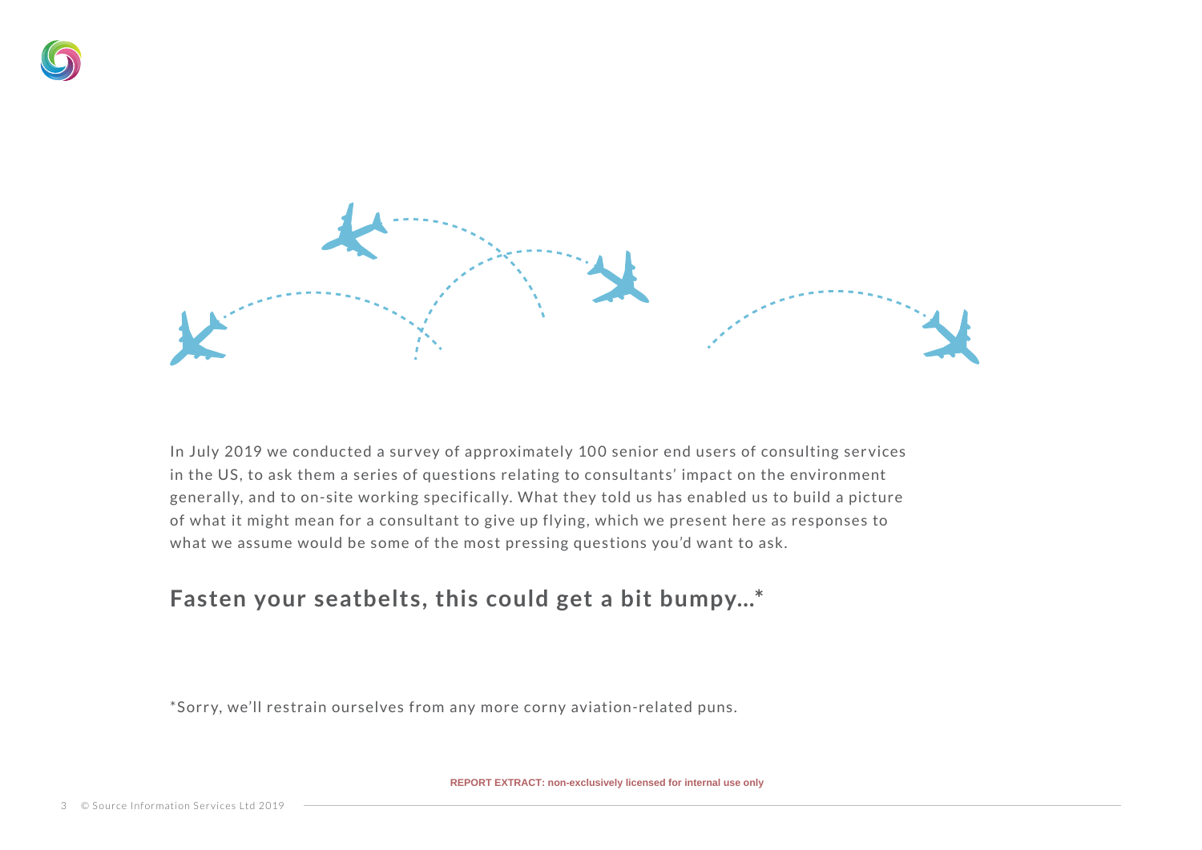In July 2019 we conducted a survey of approximately 100 senior end users of consulting services in the US, to ask them a series of questions relating to consultants' impact on the environment generally, and to on-site working specifically. What they told us has enabled us to build a picture of what it might mean for a consultant to give up flying, which we present here as responses to what we assume would be some of the most pressing questions you'd want to ask.

## Fasten your seatbelts, this could get a bit bumpy…*

*Sorry, we'll restrain ourselves from any more corny aviation-related puns.

REPORT EXTRACT: non-exclusively licensed for internal use only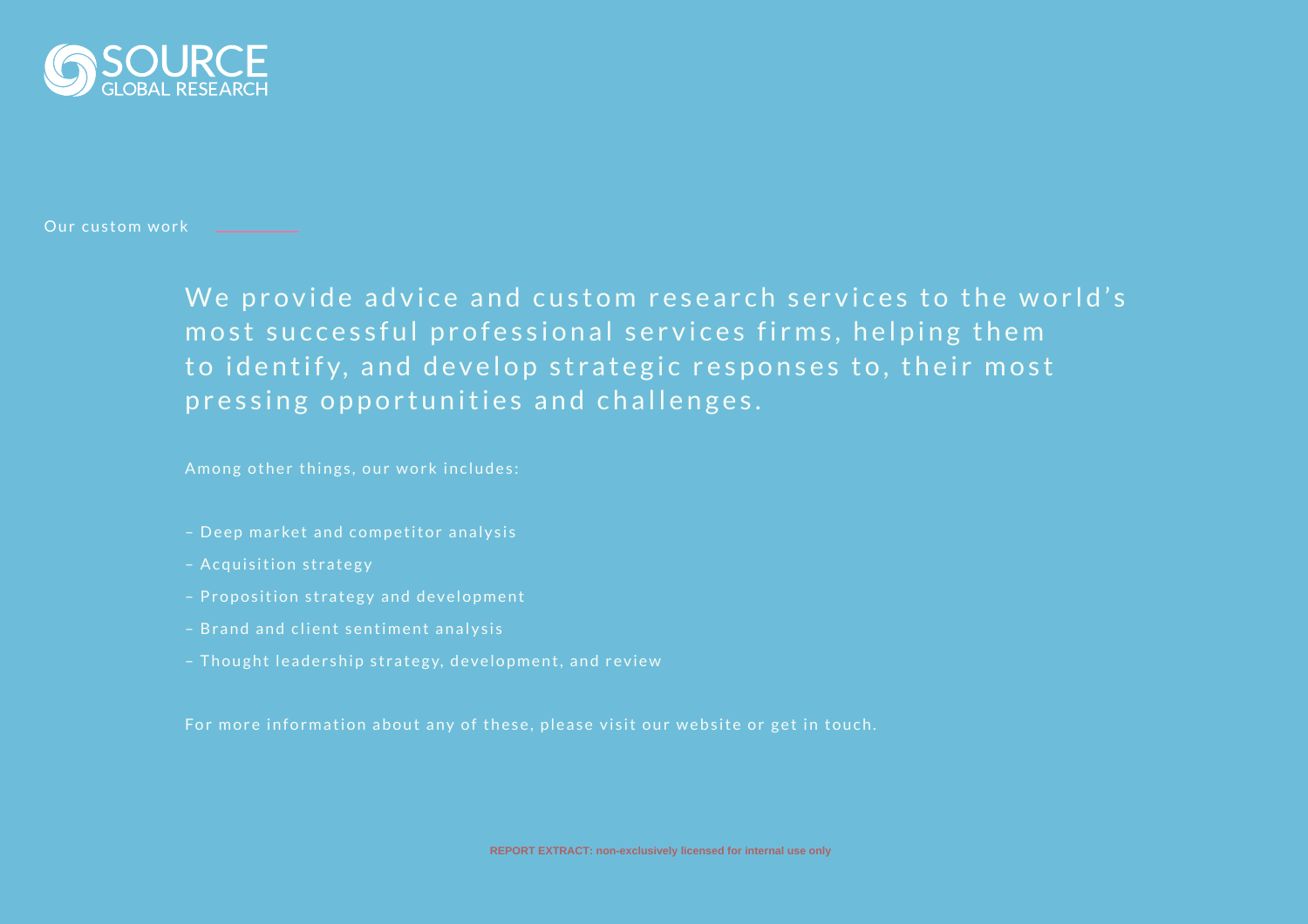SOURCE GLOBAL RESEARCH

## Our custom work

We provide advice and custom research services to the world's most successful professional services firms, helping them to identify, and develop strategic responses to, their most pressing opportunities and challenges.

Among other things, our work includes:

- Deep market and competitor analysis
- Acquisition strategy
- Proposition strategy and development
- Brand and client sentiment analysis
- Thought leadership strategy, development, and review

For more information about any of these, please visit our website or get in touch.

REPORT EXTRACT: non-exclusively licensed for internal use only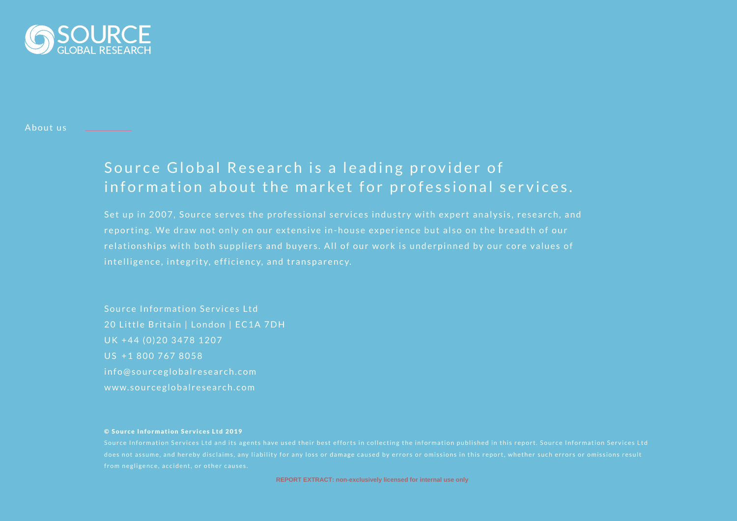SOURCE
GLOBAL RESEARCH

About us

## Source Global Research is a leading provider of information about the market for professional services.

Set up in 2007, Source serves the professional services industry with expert analysis, research, and reporting. We draw not only on our extensive in-house experience but also on the breadth of our relationships with both suppliers and buyers. All of our work is underpinned by our core values of intelligence, integrity, efficiency, and transparency.

Source Information Services Ltd
20 Little Britain | London | EC1A 7DH
UK +44 (0)20 3478 1207
US +1 800 767 8058
info@sourceglobalresearch.com
www.sourceglobalresearch.com

**© Source Information Services Ltd 2019**

Source Information Services Ltd and its agents have used their best efforts in collecting the information published in this report. Source Information Services Ltd does not assume, and hereby disclaims, any liability for any loss or damage caused by errors or omissions in this report, whether such errors or omissions result from negligence, accident, or other causes.

**REPORT EXTRACT: non-exclusively licensed for internal use only**